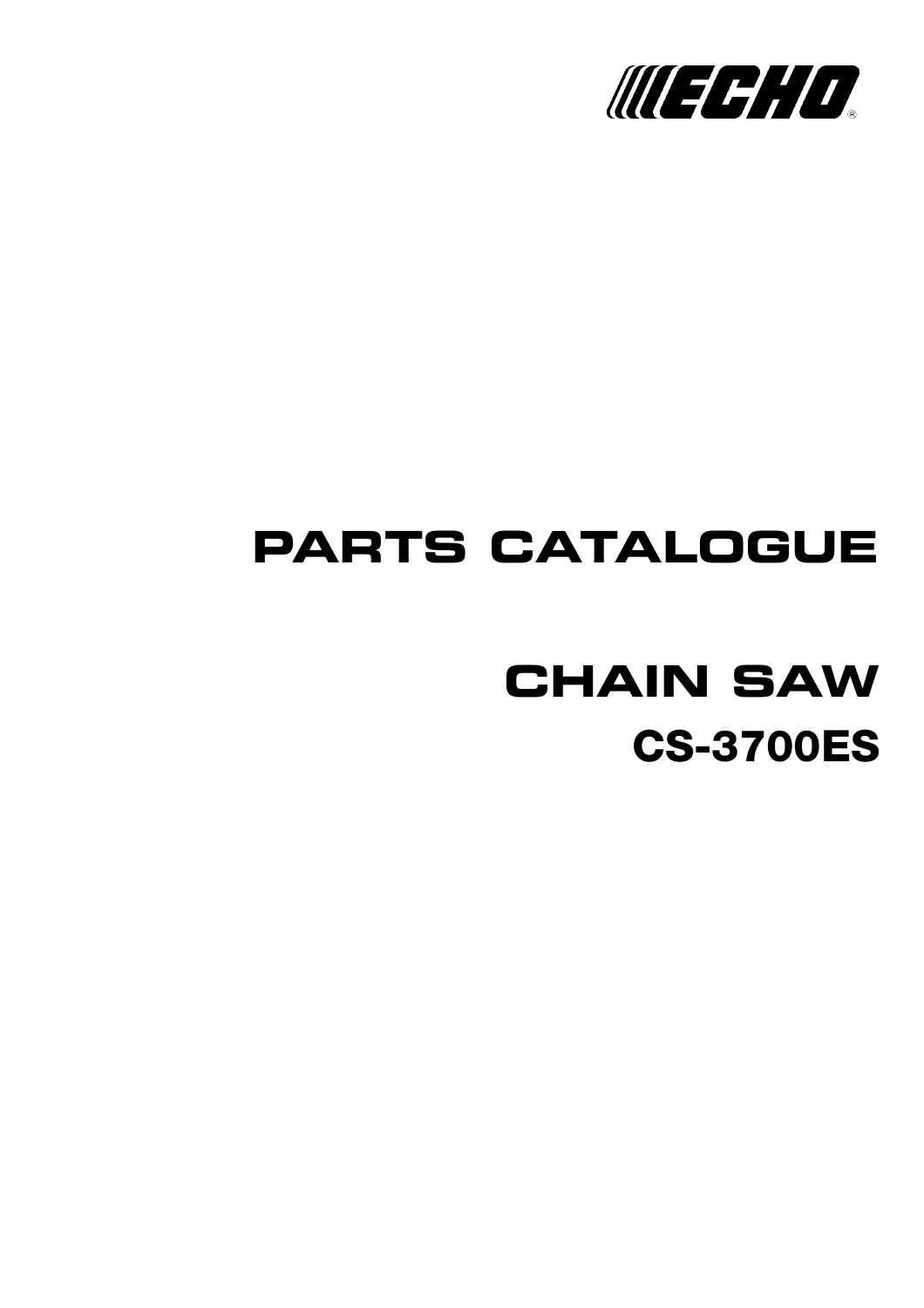ECHO®

# PARTS CATALOGUE

# CHAIN SAW

## CS-3700ES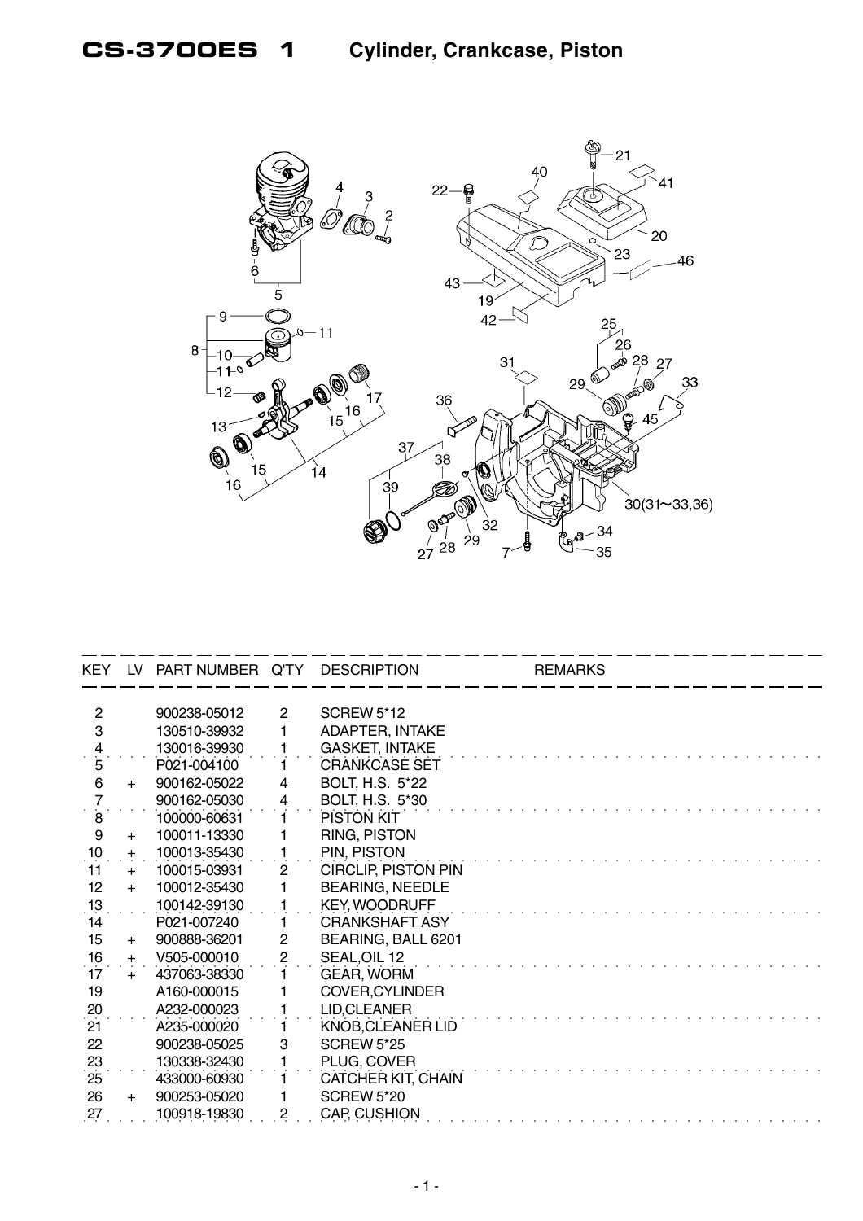# CS-3700ES 1 Cylinder, Crankcase, Piston

| KEY | LV | PART NUMBER | Q'TY | DESCRIPTION | REMARKS |
|---|---|---|---|---|---|
| 2 | | 900238-05012 | 2 | SCREW 5*12 | |
| 3 | | 130510-39932 | 1 | ADAPTER, INTAKE | |
| 4 | | 130016-39930 | 1 | GASKET, INTAKE | |
| 5 | | P021-004100 | 1 | CRANKCASE SET | |
| 6 | + | 900162-05022 | 4 | BOLT, H.S. 5*22 | |
| 7 | | 900162-05030 | 4 | BOLT, H.S. 5*30 | |
| 8 | | 100000-60631 | 1 | PISTON KIT | |
| 9 | + | 100011-13330 | 1 | RING, PISTON | |
| 10 | + | 100013-35430 | 1 | PIN, PISTON | |
| 11 | + | 100015-03931 | 2 | CIRCLIP, PISTON PIN | |
| 12 | + | 100012-35430 | 1 | BEARING, NEEDLE | |
| 13 | | 100142-39130 | 1 | KEY, WOODRUFF | |
| 14 | | P021-007240 | 1 | CRANKSHAFT ASY | |
| 15 | + | 900888-36201 | 2 | BEARING, BALL 6201 | |
| 16 | + | V505-000010 | 2 | SEAL,OIL 12 | |
| 17 | + | 437063-38330 | 1 | GEAR, WORM | |
| 19 | | A160-000015 | 1 | COVER,CYLINDER | |
| 20 | | A232-000023 | 1 | LID,CLEANER | |
| 21 | | A235-000020 | 1 | KNOB,CLEANER LID | |
| 22 | | 900238-05025 | 3 | SCREW 5*25 | |
| 23 | | 130338-32430 | 1 | PLUG, COVER | |
| 25 | | 433000-60930 | 1 | CATCHER KIT, CHAIN | |
| 26 | + | 900253-05020 | 1 | SCREW 5*20 | |
| 27 | | 100918-19830 | 2 | CAP, CUSHION | |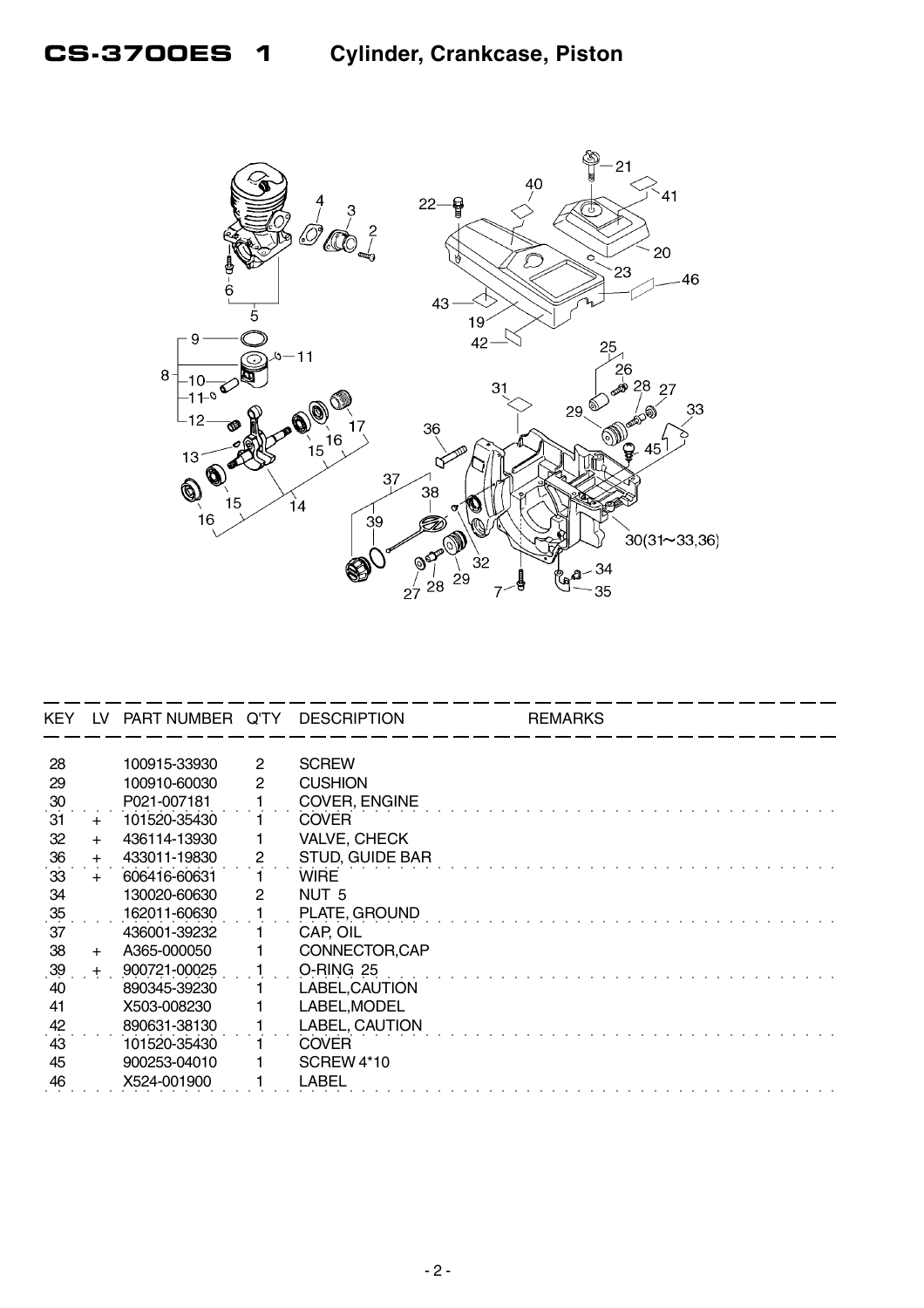# CS-3700ES 1 Cylinder, Crankcase, Piston

| KEY | LV | PART NUMBER | Q'TY | DESCRIPTION | REMARKS |
|---|---|---|---|---|---|
| 28 | | 100915-33930 | 2 | SCREW | |
| 29 | | 100910-60030 | 2 | CUSHION | |
| 30 | | P021-007181 | 1 | COVER, ENGINE | |
| 31 | + | 101520-35430 | 1 | COVER | |
| 32 | + | 436114-13930 | 1 | VALVE, CHECK | |
| 36 | + | 433011-19830 | 2 | STUD, GUIDE BAR | |
| 33 | + | 606416-60631 | 1 | WIRE | |
| 34 | | 130020-60630 | 2 | NUT 5 | |
| 35 | | 162011-60630 | 1 | PLATE, GROUND | |
| 37 | | 436001-39232 | 1 | CAP, OIL | |
| 38 | + | A365-000050 | 1 | CONNECTOR,CAP | |
| 39 | + | 900721-00025 | 1 | O-RING 25 | |
| 40 | | 890345-39230 | 1 | LABEL,CAUTION | |
| 41 | | X503-008230 | 1 | LABEL,MODEL | |
| 42 | | 890631-38130 | 1 | LABEL, CAUTION | |
| 43 | | 101520-35430 | 1 | COVER | |
| 45 | | 900253-04010 | 1 | SCREW 4*10 | |
| 46 | | X524-001900 | 1 | LABEL | |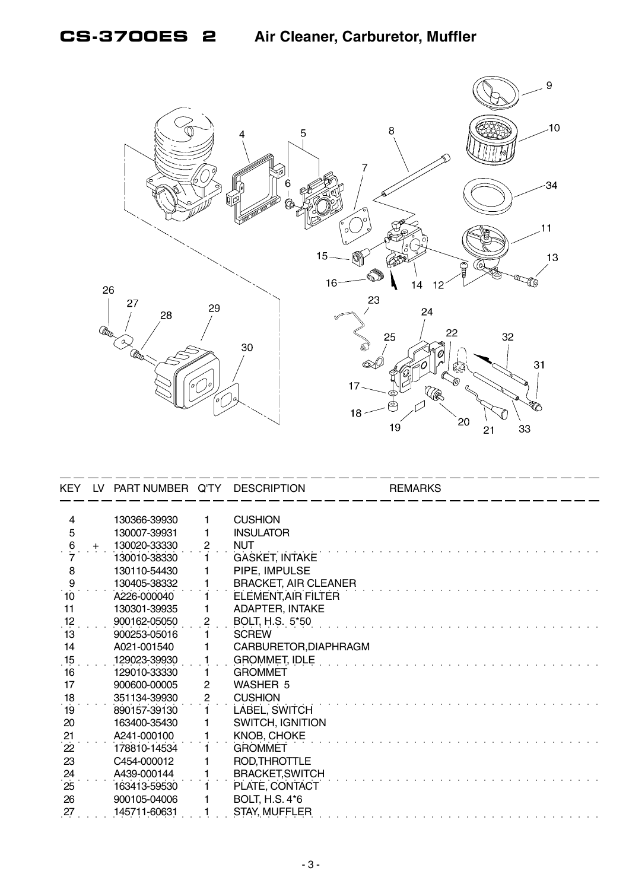# CS-3700ES 2 Air Cleaner, Carburetor, Muffler

| KEY | LV | PART NUMBER | Q'TY | DESCRIPTION | REMARKS |
|---|---|---|---|---|---|
| 4 | | 130366-39930 | 1 | CUSHION | |
| 5 | | 130007-39931 | 1 | INSULATOR | |
| 6 | + | 130020-33330 | 2 | NUT | |
| 7 | | 130010-38330 | 1 | GASKET, INTAKE | |
| 8 | | 130110-54430 | 1 | PIPE, IMPULSE | |
| 9 | | 130405-38332 | 1 | BRACKET, AIR CLEANER | |
| 10 | | A226-000040 | 1 | ELEMENT,AIR FILTER | |
| 11 | | 130301-39935 | 1 | ADAPTER, INTAKE | |
| 12 | | 900162-05050 | 2 | BOLT, H.S. 5*50 | |
| 13 | | 900253-05016 | 1 | SCREW | |
| 14 | | A021-001540 | 1 | CARBURETOR,DIAPHRAGM | |
| 15 | | 129023-39930 | 1 | GROMMET, IDLE | |
| 16 | | 129010-33330 | 1 | GROMMET | |
| 17 | | 900600-00005 | 2 | WASHER 5 | |
| 18 | | 351134-39930 | 2 | CUSHION | |
| 19 | | 890157-39130 | 1 | LABEL, SWITCH | |
| 20 | | 163400-35430 | 1 | SWITCH, IGNITION | |
| 21 | | A241-000100 | 1 | KNOB, CHOKE | |
| 22 | | 178810-14534 | 1 | GROMMET | |
| 23 | | C454-000012 | 1 | ROD,THROTTLE | |
| 24 | | A439-000144 | 1 | BRACKET,SWITCH | |
| 25 | | 163413-59530 | 1 | PLATE, CONTACT | |
| 26 | | 900105-04006 | 1 | BOLT, H.S. 4*6 | |
| 27 | | 145711-60631 | 1 | STAY, MUFFLER | |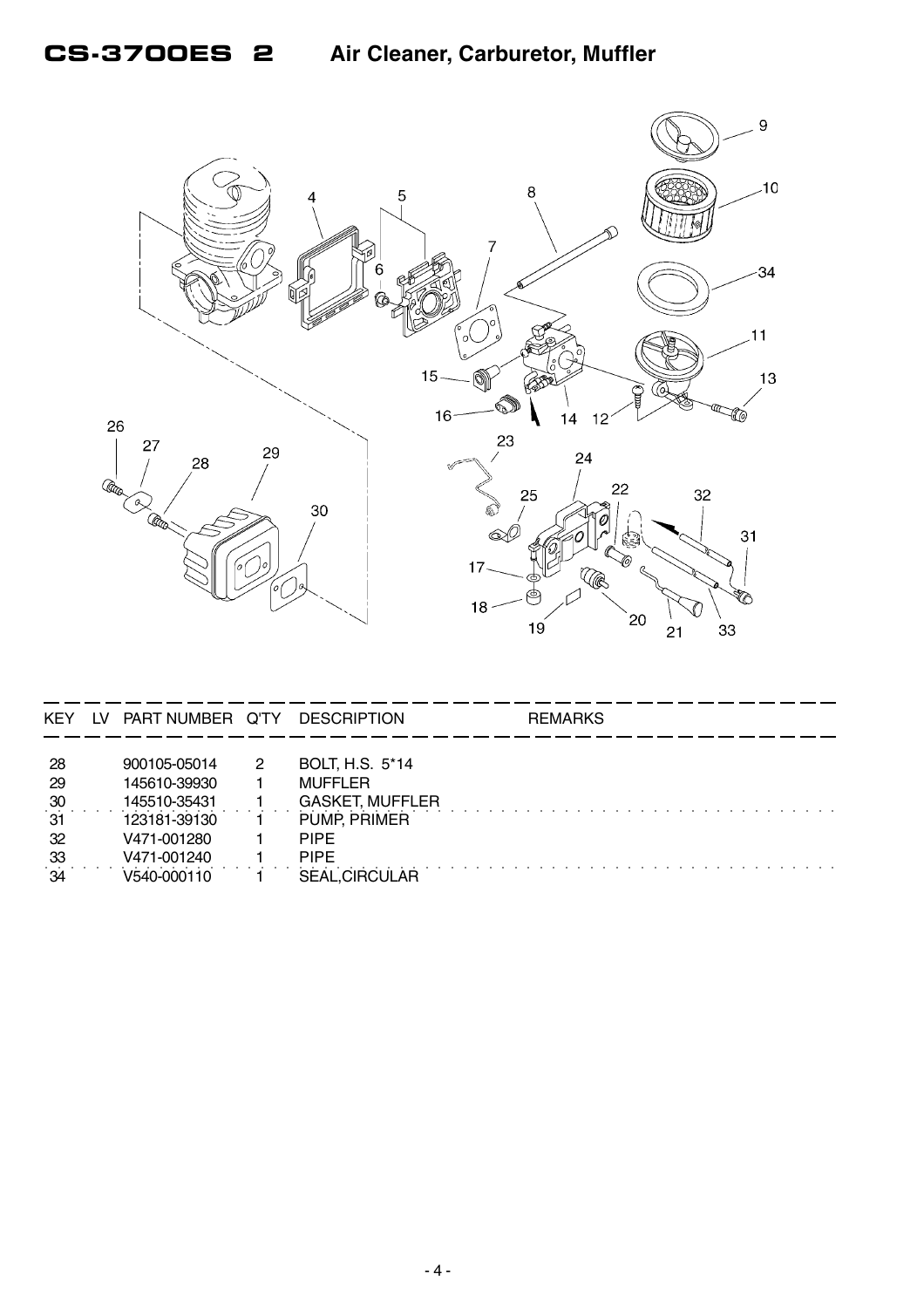# CS-3700ES 2 Air Cleaner, Carburetor, Muffler

| KEY | LV | PART NUMBER | Q'TY | DESCRIPTION | REMARKS |
|---|---|---|---|---|---|
| 28 | | 900105-05014 | 2 | BOLT, H.S. 5*14 | |
| 29 | | 145610-39930 | 1 | MUFFLER | |
| 30 | | 145510-35431 | 1 | GASKET, MUFFLER | |
| 31 | | 123181-39130 | 1 | PUMP, PRIMER | |
| 32 | | V471-001280 | 1 | PIPE | |
| 33 | | V471-001240 | 1 | PIPE | |
| 34 | | V540-000110 | 1 | SEAL,CIRCULAR | |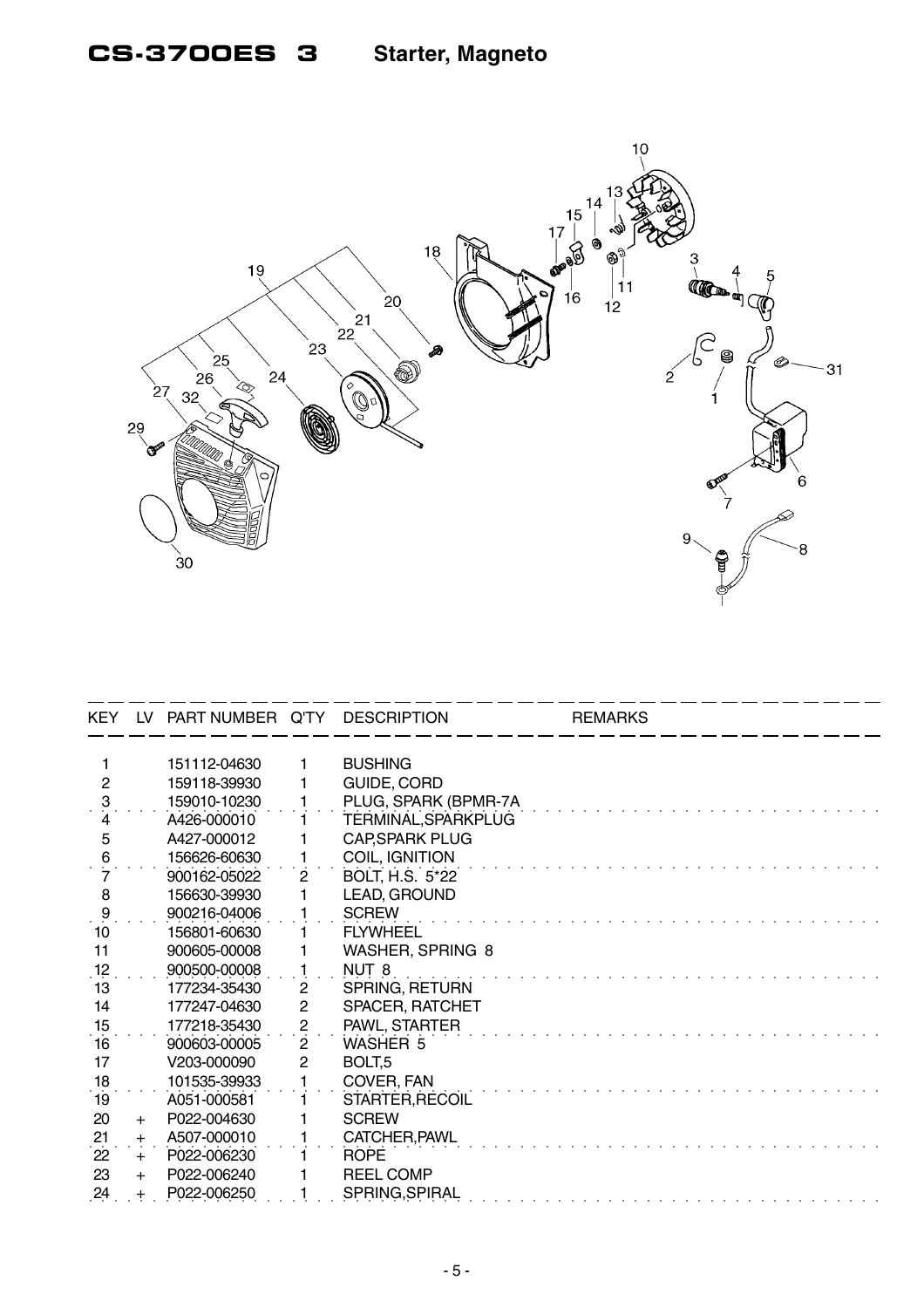# CS-3700ES 3 Starter, Magneto

| KEY | LV | PART NUMBER | Q'TY | DESCRIPTION | REMARKS |
|---|---|---|---|---|---|
| 1 | | 151112-04630 | 1 | BUSHING | |
| 2 | | 159118-39930 | 1 | GUIDE, CORD | |
| 3 | | 159010-10230 | 1 | PLUG, SPARK (BPMR-7A | |
| 4 | | A426-000010 | 1 | TERMINAL,SPARKPLUG | |
| 5 | | A427-000012 | 1 | CAP,SPARK PLUG | |
| 6 | | 156626-60630 | 1 | COIL, IGNITION | |
| 7 | | 900162-05022 | 2 | BOLT, H.S. 5*22 | |
| 8 | | 156630-39930 | 1 | LEAD, GROUND | |
| 9 | | 900216-04006 | 1 | SCREW | |
| 10 | | 156801-60630 | 1 | FLYWHEEL | |
| 11 | | 900605-00008 | 1 | WASHER, SPRING 8 | |
| 12 | | 900500-00008 | 1 | NUT 8 | |
| 13 | | 177234-35430 | 2 | SPRING, RETURN | |
| 14 | | 177247-04630 | 2 | SPACER, RATCHET | |
| 15 | | 177218-35430 | 2 | PAWL, STARTER | |
| 16 | | 900603-00005 | 2 | WASHER 5 | |
| 17 | | V203-000090 | 2 | BOLT,5 | |
| 18 | | 101535-39933 | 1 | COVER, FAN | |
| 19 | | A051-000581 | 1 | STARTER,RECOIL | |
| 20 | + | P022-004630 | 1 | SCREW | |
| 21 | + | A507-000010 | 1 | CATCHER,PAWL | |
| 22 | + | P022-006230 | 1 | ROPE | |
| 23 | + | P022-006240 | 1 | REEL COMP | |
| 24 | + | P022-006250 | 1 | SPRING,SPIRAL | |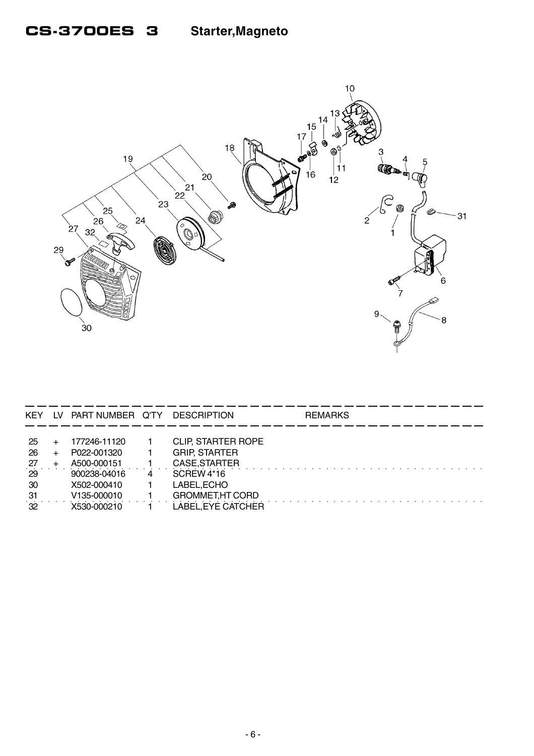# CS-3700ES 3 Starter,Magneto

| KEY | LV | PART NUMBER | Q'TY | DESCRIPTION | REMARKS |
|---|---|---|---|---|---|
| 25 | + | 177246-11120 | 1 | CLIP, STARTER ROPE | |
| 26 | + | P022-001320 | 1 | GRIP, STARTER | |
| 27 | + | A500-000151 | 1 | CASE,STARTER | |
| 29 | | 900238-04016 | 4 | SCREW 4*16 | |
| 30 | | X502-000410 | 1 | LABEL,ECHO | |
| 31 | | V135-000010 | 1 | GROMMET,HT CORD | |
| 32 | | X530-000210 | 1 | LABEL,EYE CATCHER | |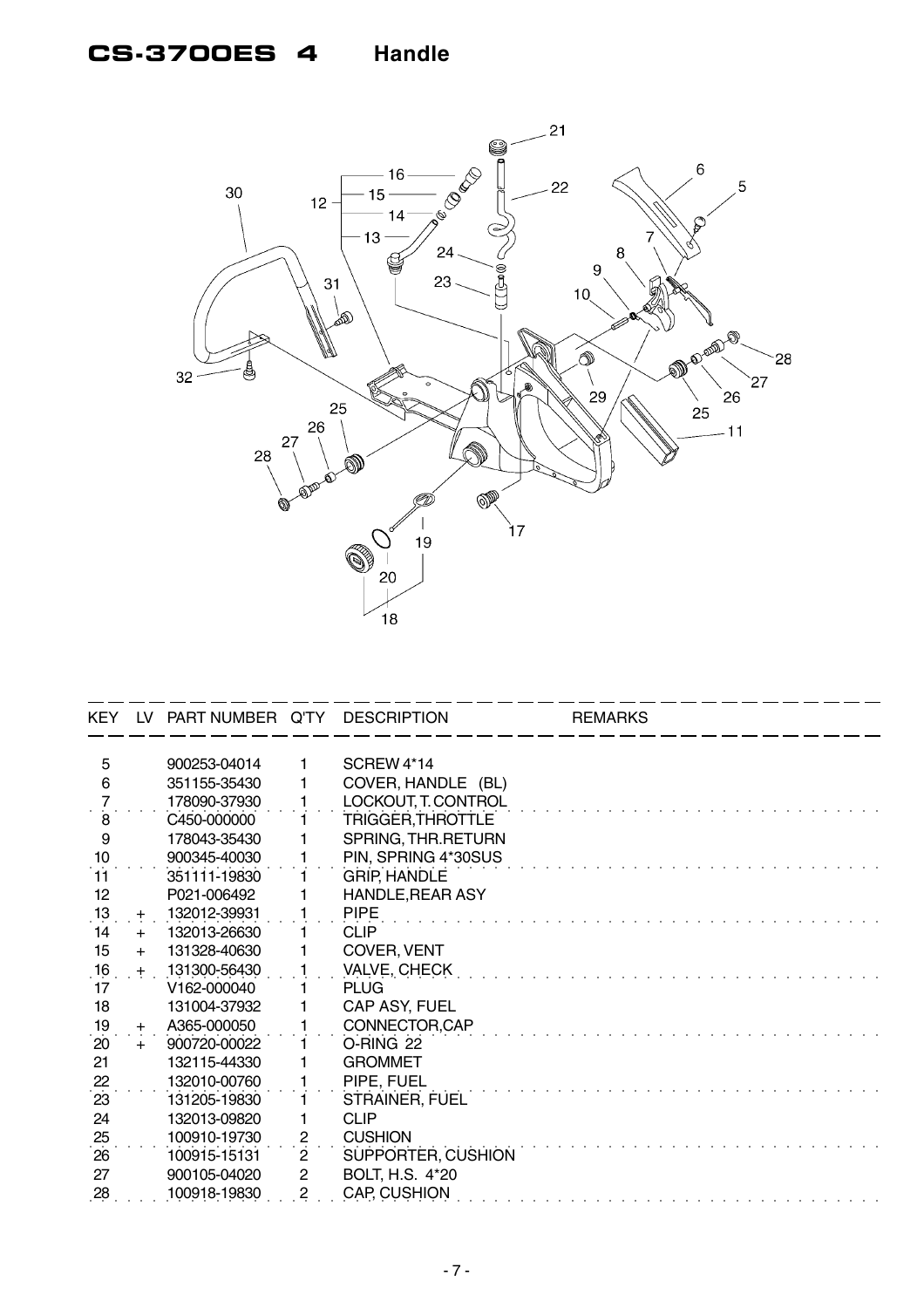# CS-3700ES 4 Handle

| KEY | LV | PART NUMBER | Q'TY | DESCRIPTION | REMARKS |
|---|---|---|---|---|---|
| 5 | | 900253-04014 | 1 | SCREW 4*14 | |
| 6 | | 351155-35430 | 1 | COVER, HANDLE (BL) | |
| 7 | | 178090-37930 | 1 | LOCKOUT, T. CONTROL | |
| 8 | | C450-000000 | 1 | TRIGGER,THROTTLE | |
| 9 | | 178043-35430 | 1 | SPRING, THR.RETURN | |
| 10 | | 900345-40030 | 1 | PIN, SPRING 4*30SUS | |
| 11 | | 351111-19830 | 1 | GRIP, HANDLE | |
| 12 | | P021-006492 | 1 | HANDLE,REAR ASY | |
| 13 | + | 132012-39931 | 1 | PIPE | |
| 14 | + | 132013-26630 | 1 | CLIP | |
| 15 | + | 131328-40630 | 1 | COVER, VENT | |
| 16 | + | 131300-56430 | 1 | VALVE, CHECK | |
| 17 | | V162-000040 | 1 | PLUG | |
| 18 | | 131004-37932 | 1 | CAP ASY, FUEL | |
| 19 | + | A365-000050 | 1 | CONNECTOR,CAP | |
| 20 | + | 900720-00022 | 1 | O-RING 22 | |
| 21 | | 132115-44330 | 1 | GROMMET | |
| 22 | | 132010-00760 | 1 | PIPE, FUEL | |
| 23 | | 131205-19830 | 1 | STRAINER, FUEL | |
| 24 | | 132013-09820 | 1 | CLIP | |
| 25 | | 100910-19730 | 2 | CUSHION | |
| 26 | | 100915-15131 | 2 | SUPPORTER, CUSHION | |
| 27 | | 900105-04020 | 2 | BOLT, H.S. 4*20 | |
| 28 | | 100918-19830 | 2 | CAP, CUSHION | |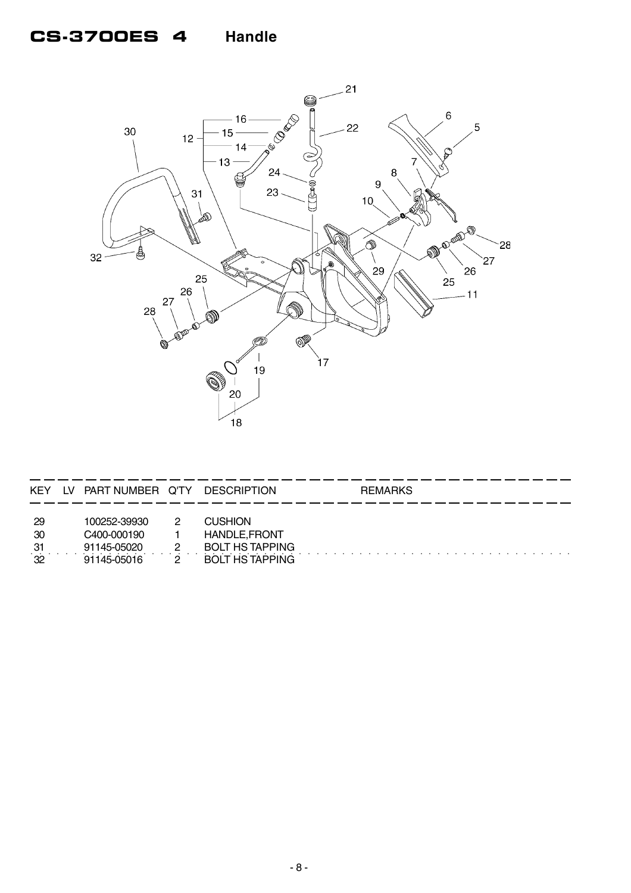# CS-3700ES 4 Handle

| KEY | LV | PART NUMBER | Q'TY | DESCRIPTION | REMARKS |
|---|---|---|---|---|---|
| 29 | | 100252-39930 | 2 | CUSHION | |
| 30 | | C400-000190 | 1 | HANDLE,FRONT | |
| 31 | | 91145-05020 | 2 | BOLT HS TAPPING | |
| 32 | | 91145-05016 | 2 | BOLT HS TAPPING | |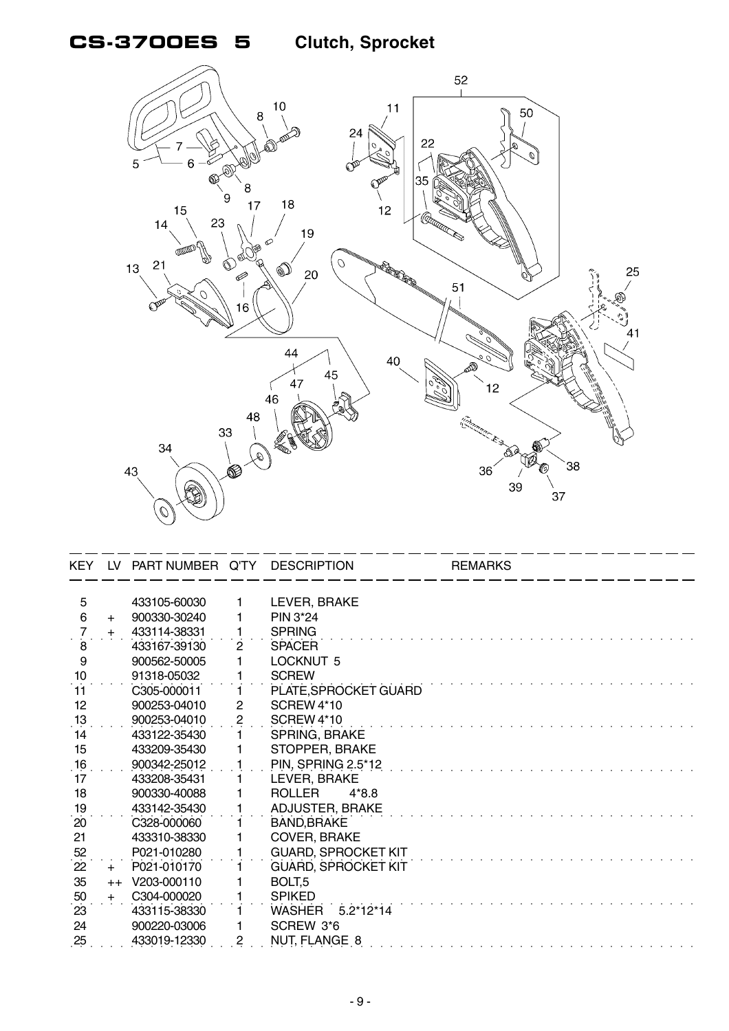# CS-3700ES 5 Clutch, Sprocket

| KEY | LV | PART NUMBER | Q'TY | DESCRIPTION | REMARKS |
|---|---|---|---|---|---|
| 5 | | 433105-60030 | 1 | LEVER, BRAKE | |
| 6 | + | 900330-30240 | 1 | PIN 3*24 | |
| 7 | + | 433114-38331 | 1 | SPRING | |
| 8 | | 433167-39130 | 2 | SPACER | |
| 9 | | 900562-50005 | 1 | LOCKNUT 5 | |
| 10 | | 91318-05032 | 1 | SCREW | |
| 11 | | C305-000011 | 1 | PLATE,SPROCKET GUARD | |
| 12 | | 900253-04010 | 2 | SCREW 4*10 | |
| 13 | | 900253-04010 | 2 | SCREW 4*10 | |
| 14 | | 433122-35430 | 1 | SPRING, BRAKE | |
| 15 | | 433209-35430 | 1 | STOPPER, BRAKE | |
| 16 | | 900342-25012 | 1 | PIN, SPRING 2.5*12 | |
| 17 | | 433208-35431 | 1 | LEVER, BRAKE | |
| 18 | | 900330-40088 | 1 | ROLLER 4*8.8 | |
| 19 | | 433142-35430 | 1 | ADJUSTER, BRAKE | |
| 20 | | C328-000060 | 1 | BAND,BRAKE | |
| 21 | | 433310-38330 | 1 | COVER, BRAKE | |
| 52 | | P021-010280 | 1 | GUARD, SPROCKET KIT | |
| 22 | + | P021-010170 | 1 | GUARD, SPROCKET KIT | |
| 35 | ++ | V203-000110 | 1 | BOLT,5 | |
| 50 | + | C304-000020 | 1 | SPIKED | |
| 23 | | 433115-38330 | 1 | WASHER 5.2*12*14 | |
| 24 | | 900220-03006 | 1 | SCREW 3*6 | |
| 25 | | 433019-12330 | 2 | NUT, FLANGE 8 | |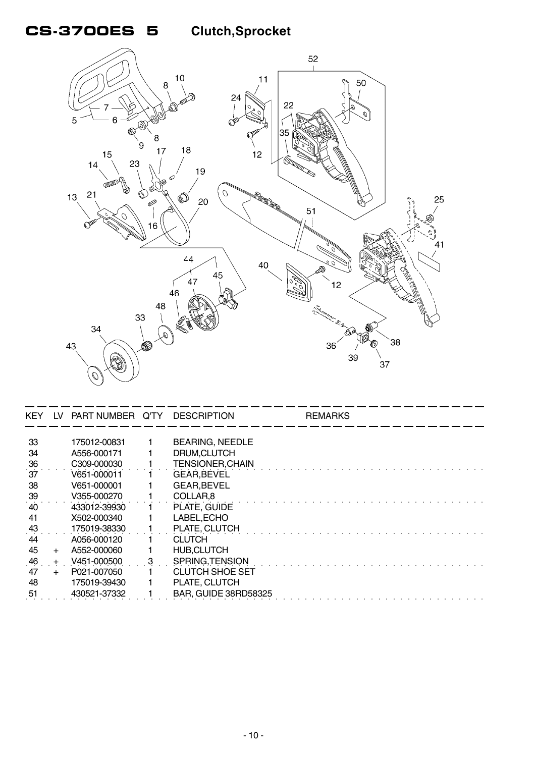# CS-3700ES 5 Clutch,Sprocket

| KEY | LV | PART NUMBER | Q'TY | DESCRIPTION | REMARKS |
|---|---|---|---|---|---|
| 33 | | 175012-00831 | 1 | BEARING, NEEDLE | |
| 34 | | A556-000171 | 1 | DRUM,CLUTCH | |
| 36 | | C309-000030 | 1 | TENSIONER,CHAIN | |
| 37 | | V651-000011 | 1 | GEAR,BEVEL | |
| 38 | | V651-000001 | 1 | GEAR,BEVEL | |
| 39 | | V355-000270 | 1 | COLLAR,8 | |
| 40 | | 433012-39930 | 1 | PLATE, GUIDE | |
| 41 | | X502-000340 | 1 | LABEL,ECHO | |
| 43 | | 175019-38330 | 1 | PLATE, CLUTCH | |
| 44 | | A056-000120 | 1 | CLUTCH | |
| 45 | + | A552-000060 | 1 | HUB,CLUTCH | |
| 46 | + | V451-000500 | 3 | SPRING,TENSION | |
| 47 | + | P021-007050 | 1 | CLUTCH SHOE SET | |
| 48 | | 175019-39430 | 1 | PLATE, CLUTCH | |
| 51 | | 430521-37332 | 1 | BAR, GUIDE 38RD58325 | |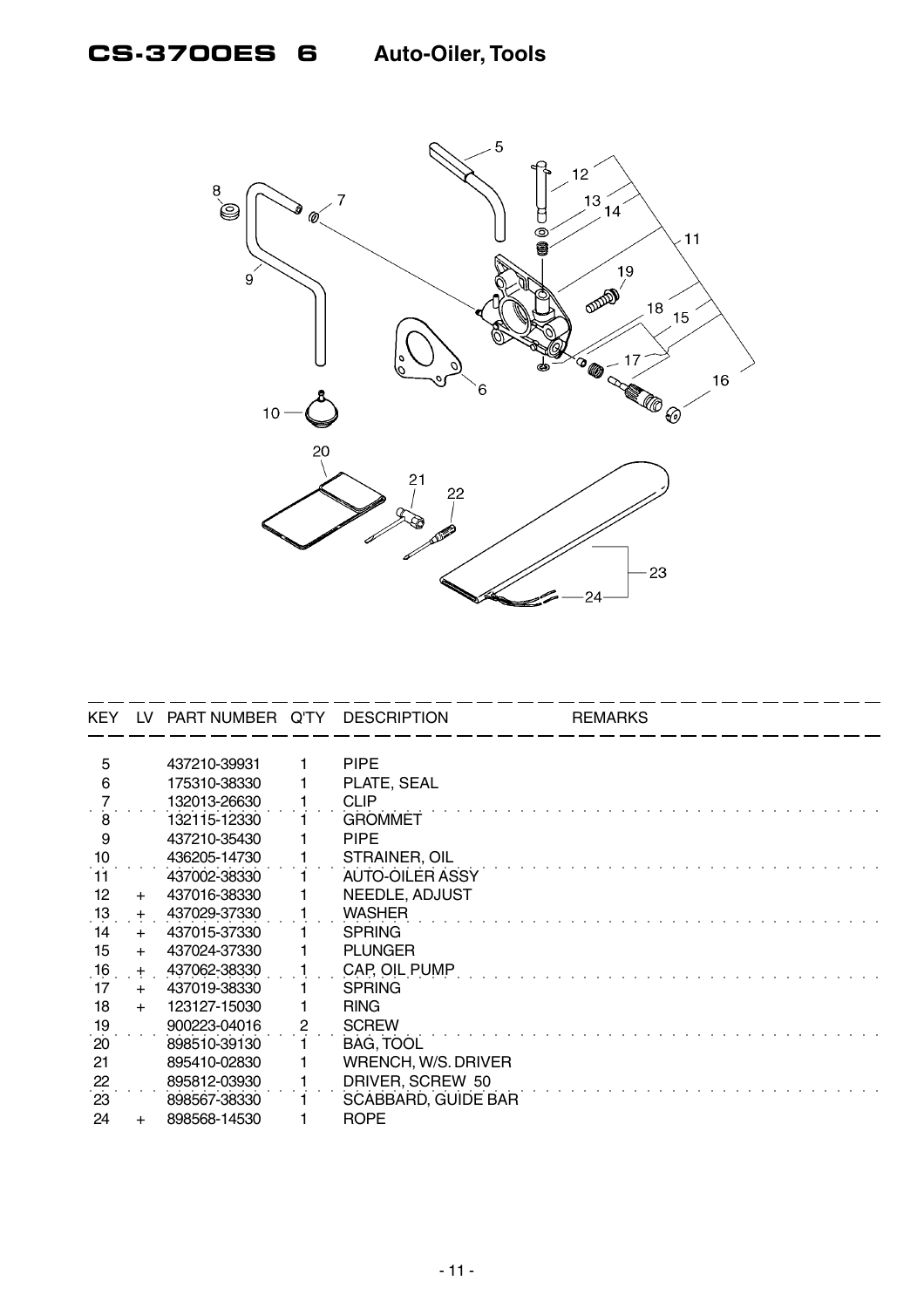# CS-3700ES 6 Auto-Oiler, Tools

| KEY | LV | PART NUMBER | Q'TY | DESCRIPTION | REMARKS |
|---|---|---|---|---|---|
| 5 | | 437210-39931 | 1 | PIPE | |
| 6 | | 175310-38330 | 1 | PLATE, SEAL | |
| 7 | | 132013-26630 | 1 | CLIP | |
| 8 | | 132115-12330 | 1 | GROMMET | |
| 9 | | 437210-35430 | 1 | PIPE | |
| 10 | | 436205-14730 | 1 | STRAINER, OIL | |
| 11 | | 437002-38330 | 1 | AUTO-OILER ASSY | |
| 12 | + | 437016-38330 | 1 | NEEDLE, ADJUST | |
| 13 | + | 437029-37330 | 1 | WASHER | |
| 14 | + | 437015-37330 | 1 | SPRING | |
| 15 | + | 437024-37330 | 1 | PLUNGER | |
| 16 | + | 437062-38330 | 1 | CAP, OIL PUMP | |
| 17 | + | 437019-38330 | 1 | SPRING | |
| 18 | + | 123127-15030 | 1 | RING | |
| 19 | | 900223-04016 | 2 | SCREW | |
| 20 | | 898510-39130 | 1 | BAG, TOOL | |
| 21 | | 895410-02830 | 1 | WRENCH, W/S. DRIVER | |
| 22 | | 895812-03930 | 1 | DRIVER, SCREW 50 | |
| 23 | | 898567-38330 | 1 | SCABBARD, GUIDE BAR | |
| 24 | + | 898568-14530 | 1 | ROPE | |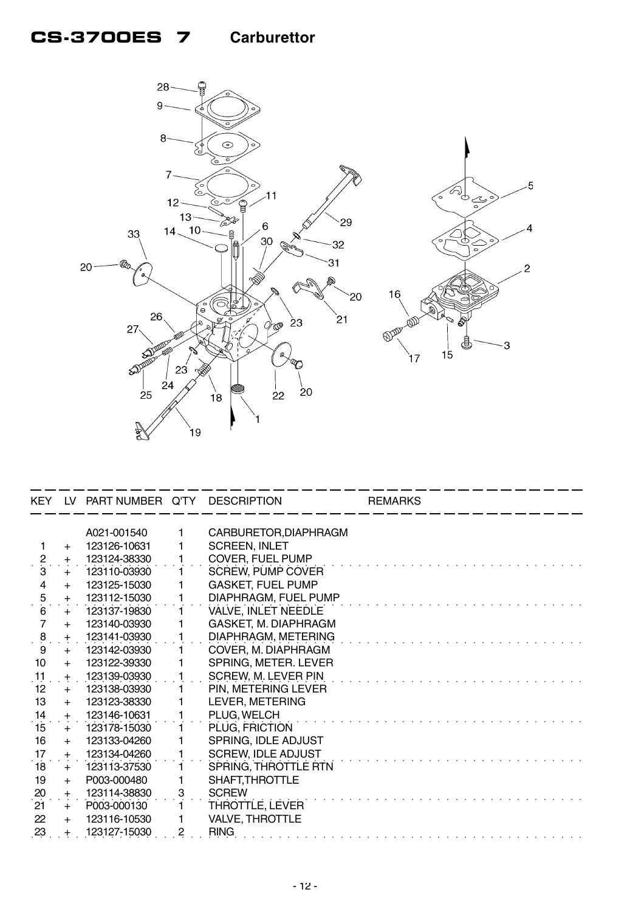# CS-3700ES 7 Carburettor

| KEY | LV | PART NUMBER | Q'TY | DESCRIPTION | REMARKS |
|---|---|---|---|---|---|
| | | A021-001540 | 1 | CARBURETOR,DIAPHRAGM | |
| 1 | + | 123126-10631 | 1 | SCREEN, INLET | |
| 2 | + | 123124-38330 | 1 | COVER, FUEL PUMP | |
| 3 | + | 123110-03930 | 1 | SCREW, PUMP COVER | |
| 4 | + | 123125-15030 | 1 | GASKET, FUEL PUMP | |
| 5 | + | 123112-15030 | 1 | DIAPHRAGM, FUEL PUMP | |
| 6 | + | 123137-19830 | 1 | VALVE, INLET NEEDLE | |
| 7 | + | 123140-03930 | 1 | GASKET, M. DIAPHRAGM | |
| 8 | + | 123141-03930 | 1 | DIAPHRAGM, METERING | |
| 9 | + | 123142-03930 | 1 | COVER, M. DIAPHRAGM | |
| 10 | + | 123122-39330 | 1 | SPRING, METER. LEVER | |
| 11 | + | 123139-03930 | 1 | SCREW, M. LEVER PIN | |
| 12 | + | 123138-03930 | 1 | PIN, METERING LEVER | |
| 13 | + | 123123-38330 | 1 | LEVER, METERING | |
| 14 | + | 123146-10631 | 1 | PLUG, WELCH | |
| 15 | + | 123178-15030 | 1 | PLUG, FRICTION | |
| 16 | + | 123133-04260 | 1 | SPRING, IDLE ADJUST | |
| 17 | + | 123134-04260 | 1 | SCREW, IDLE ADJUST | |
| 18 | + | 123113-37530 | 1 | SPRING, THROTTLE RTN | |
| 19 | + | P003-000480 | 1 | SHAFT,THROTTLE | |
| 20 | + | 123114-38830 | 3 | SCREW | |
| 21 | + | P003-000130 | 1 | THROTTLE, LEVER | |
| 22 | + | 123116-10530 | 1 | VALVE, THROTTLE | |
| 23 | + | 123127-15030 | 2 | RING | |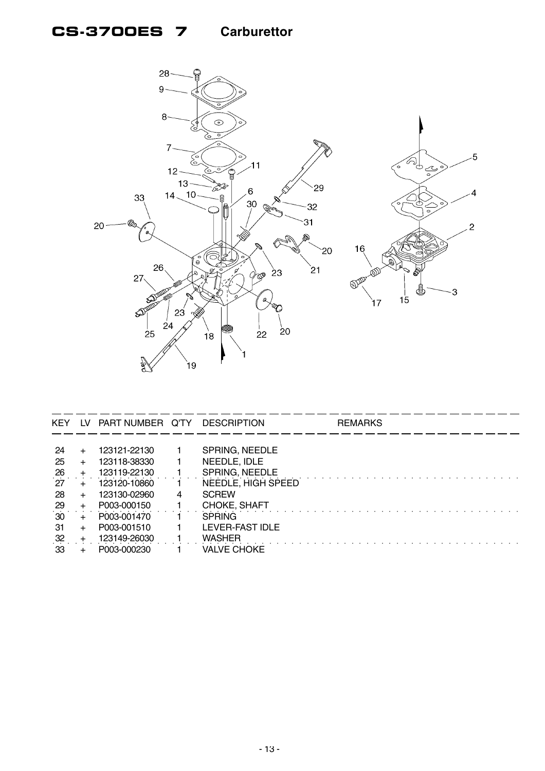# CS-3700ES 7 Carburettor

| KEY | LV | PART NUMBER | Q'TY | DESCRIPTION | REMARKS |
|---|---|---|---|---|---|
| 24 | + | 123121-22130 | 1 | SPRING, NEEDLE | |
| 25 | + | 123118-38330 | 1 | NEEDLE, IDLE | |
| 26 | + | 123119-22130 | 1 | SPRING, NEEDLE | |
| 27 | + | 123120-10860 | 1 | NEEDLE, HIGH SPEED | |
| 28 | + | 123130-02960 | 4 | SCREW | |
| 29 | + | P003-000150 | 1 | CHOKE, SHAFT | |
| 30 | + | P003-001470 | 1 | SPRING | |
| 31 | + | P003-001510 | 1 | LEVER-FAST IDLE | |
| 32 | + | 123149-26030 | 1 | WASHER | |
| 33 | + | P003-000230 | 1 | VALVE CHOKE | |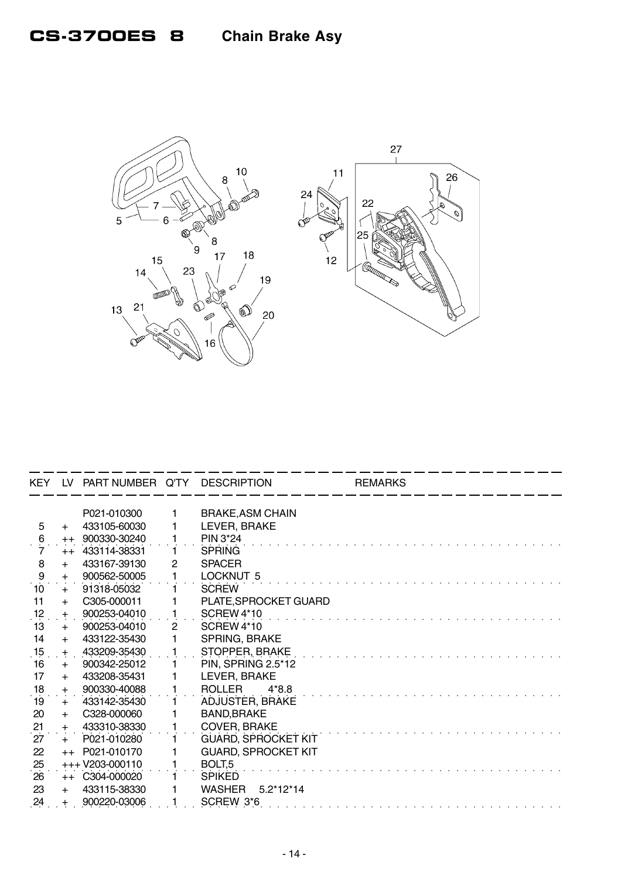# CS-3700ES 8 Chain Brake Asy

| KEY | LV | PART NUMBER | Q'TY | DESCRIPTION | REMARKS |
|---|---|---|---|---|---|
| | | P021-010300 | 1 | BRAKE,ASM CHAIN | |
| 5 | + | 433105-60030 | 1 | LEVER, BRAKE | |
| 6 | ++ | 900330-30240 | 1 | PIN 3*24 | |
| 7 | ++ | 433114-38331 | 1 | SPRING | |
| 8 | + | 433167-39130 | 2 | SPACER | |
| 9 | + | 900562-50005 | 1 | LOCKNUT 5 | |
| 10 | + | 91318-05032 | 1 | SCREW | |
| 11 | + | C305-000011 | 1 | PLATE,SPROCKET GUARD | |
| 12 | + | 900253-04010 | 1 | SCREW 4*10 | |
| 13 | + | 900253-04010 | 2 | SCREW 4*10 | |
| 14 | + | 433122-35430 | 1 | SPRING, BRAKE | |
| 15 | + | 433209-35430 | 1 | STOPPER, BRAKE | |
| 16 | + | 900342-25012 | 1 | PIN, SPRING 2.5*12 | |
| 17 | + | 433208-35431 | 1 | LEVER, BRAKE | |
| 18 | + | 900330-40088 | 1 | ROLLER 4*8.8 | |
| 19 | + | 433142-35430 | 1 | ADJUSTER, BRAKE | |
| 20 | + | C328-000060 | 1 | BAND,BRAKE | |
| 21 | + | 433310-38330 | 1 | COVER, BRAKE | |
| 27 | + | P021-010280 | 1 | GUARD, SPROCKET KIT | |
| 22 | ++ | P021-010170 | 1 | GUARD, SPROCKET KIT | |
| 25 | +++ | V203-000110 | 1 | BOLT,5 | |
| 26 | ++ | C304-000020 | 1 | SPIKED | |
| 23 | + | 433115-38330 | 1 | WASHER 5.2*12*14 | |
| 24 | + | 900220-03006 | 1 | SCREW 3*6 | |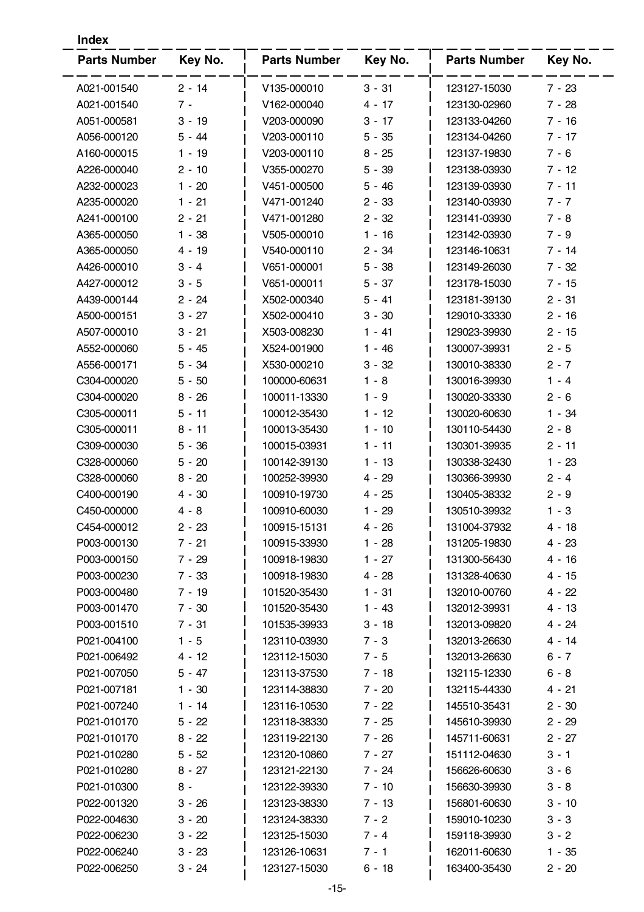**Index**

| Parts Number | Key No. | Parts Number | Key No. | Parts Number | Key No. |
|---|---|---|---|---|---|
| A021-001540 | 2 - 14 | V135-000010 | 3 - 31 | 123127-15030 | 7 - 23 |
| A021-001540 | 7 - | V162-000040 | 4 - 17 | 123130-02960 | 7 - 28 |
| A051-000581 | 3 - 19 | V203-000090 | 3 - 17 | 123133-04260 | 7 - 16 |
| A056-000120 | 5 - 44 | V203-000110 | 5 - 35 | 123134-04260 | 7 - 17 |
| A160-000015 | 1 - 19 | V203-000110 | 8 - 25 | 123137-19830 | 7 - 6 |
| A226-000040 | 2 - 10 | V355-000270 | 5 - 39 | 123138-03930 | 7 - 12 |
| A232-000023 | 1 - 20 | V451-000500 | 5 - 46 | 123139-03930 | 7 - 11 |
| A235-000020 | 1 - 21 | V471-001240 | 2 - 33 | 123140-03930 | 7 - 7 |
| A241-000100 | 2 - 21 | V471-001280 | 2 - 32 | 123141-03930 | 7 - 8 |
| A365-000050 | 1 - 38 | V505-000010 | 1 - 16 | 123142-03930 | 7 - 9 |
| A365-000050 | 4 - 19 | V540-000110 | 2 - 34 | 123146-10631 | 7 - 14 |
| A426-000010 | 3 - 4 | V651-000001 | 5 - 38 | 123149-26030 | 7 - 32 |
| A427-000012 | 3 - 5 | V651-000011 | 5 - 37 | 123178-15030 | 7 - 15 |
| A439-000144 | 2 - 24 | X502-000340 | 5 - 41 | 123181-39130 | 2 - 31 |
| A500-000151 | 3 - 27 | X502-000410 | 3 - 30 | 129010-33330 | 2 - 16 |
| A507-000010 | 3 - 21 | X503-008230 | 1 - 41 | 129023-39930 | 2 - 15 |
| A552-000060 | 5 - 45 | X524-001900 | 1 - 46 | 130007-39931 | 2 - 5 |
| A556-000171 | 5 - 34 | X530-000210 | 3 - 32 | 130010-38330 | 2 - 7 |
| C304-000020 | 5 - 50 | 100000-60631 | 1 - 8 | 130016-39930 | 1 - 4 |
| C304-000020 | 8 - 26 | 100011-13330 | 1 - 9 | 130020-33330 | 2 - 6 |
| C305-000011 | 5 - 11 | 100012-35430 | 1 - 12 | 130020-60630 | 1 - 34 |
| C305-000011 | 8 - 11 | 100013-35430 | 1 - 10 | 130110-54430 | 2 - 8 |
| C309-000030 | 5 - 36 | 100015-03931 | 1 - 11 | 130301-39935 | 2 - 11 |
| C328-000060 | 5 - 20 | 100142-39130 | 1 - 13 | 130338-32430 | 1 - 23 |
| C328-000060 | 8 - 20 | 100252-39930 | 4 - 29 | 130366-39930 | 2 - 4 |
| C400-000190 | 4 - 30 | 100910-19730 | 4 - 25 | 130405-38332 | 2 - 9 |
| C450-000000 | 4 - 8 | 100910-60030 | 1 - 29 | 130510-39932 | 1 - 3 |
| C454-000012 | 2 - 23 | 100915-15131 | 4 - 26 | 131004-37932 | 4 - 18 |
| P003-000130 | 7 - 21 | 100915-33930 | 1 - 28 | 131205-19830 | 4 - 23 |
| P003-000150 | 7 - 29 | 100918-19830 | 1 - 27 | 131300-56430 | 4 - 16 |
| P003-000230 | 7 - 33 | 100918-19830 | 4 - 28 | 131328-40630 | 4 - 15 |
| P003-000480 | 7 - 19 | 101520-35430 | 1 - 31 | 132010-00760 | 4 - 22 |
| P003-001470 | 7 - 30 | 101520-35430 | 1 - 43 | 132012-39931 | 4 - 13 |
| P003-001510 | 7 - 31 | 101535-39933 | 3 - 18 | 132013-09820 | 4 - 24 |
| P021-004100 | 1 - 5 | 123110-03930 | 7 - 3 | 132013-26630 | 4 - 14 |
| P021-006492 | 4 - 12 | 123112-15030 | 7 - 5 | 132013-26630 | 6 - 7 |
| P021-007050 | 5 - 47 | 123113-37530 | 7 - 18 | 132115-12330 | 6 - 8 |
| P021-007181 | 1 - 30 | 123114-38830 | 7 - 20 | 132115-44330 | 4 - 21 |
| P021-007240 | 1 - 14 | 123116-10530 | 7 - 22 | 145510-35431 | 2 - 30 |
| P021-010170 | 5 - 22 | 123118-38330 | 7 - 25 | 145610-39930 | 2 - 29 |
| P021-010170 | 8 - 22 | 123119-22130 | 7 - 26 | 145711-60631 | 2 - 27 |
| P021-010280 | 5 - 52 | 123120-10860 | 7 - 27 | 151112-04630 | 3 - 1 |
| P021-010280 | 8 - 27 | 123121-22130 | 7 - 24 | 156626-60630 | 3 - 6 |
| P021-010300 | 8 - | 123122-39330 | 7 - 10 | 156630-39930 | 3 - 8 |
| P022-001320 | 3 - 26 | 123123-38330 | 7 - 13 | 156801-60630 | 3 - 10 |
| P022-004630 | 3 - 20 | 123124-38330 | 7 - 2 | 159010-10230 | 3 - 3 |
| P022-006230 | 3 - 22 | 123125-15030 | 7 - 4 | 159118-39930 | 3 - 2 |
| P022-006240 | 3 - 23 | 123126-10631 | 7 - 1 | 162011-60630 | 1 - 35 |
| P022-006250 | 3 - 24 | 123127-15030 | 6 - 18 | 163400-35430 | 2 - 20 |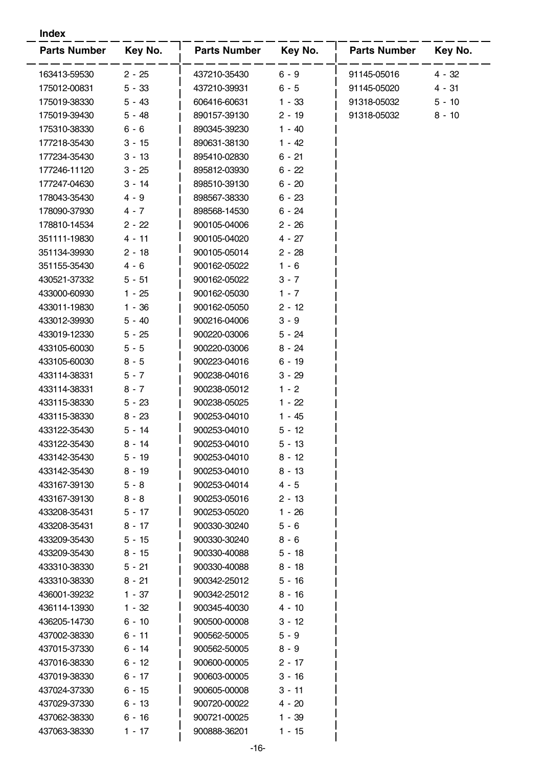**Index**

| Parts Number | Key No. | Parts Number | Key No. | Parts Number | Key No. |
|---|---|---|---|---|---|
| 163413-59530 | 2 - 25 | 437210-35430 | 6 - 9 | 91145-05016 | 4 - 32 |
| 175012-00831 | 5 - 33 | 437210-39931 | 6 - 5 | 91145-05020 | 4 - 31 |
| 175019-38330 | 5 - 43 | 606416-60631 | 1 - 33 | 91318-05032 | 5 - 10 |
| 175019-39430 | 5 - 48 | 890157-39130 | 2 - 19 | 91318-05032 | 8 - 10 |
| 175310-38330 | 6 - 6 | 890345-39230 | 1 - 40 | | |
| 177218-35430 | 3 - 15 | 890631-38130 | 1 - 42 | | |
| 177234-35430 | 3 - 13 | 895410-02830 | 6 - 21 | | |
| 177246-11120 | 3 - 25 | 895812-03930 | 6 - 22 | | |
| 177247-04630 | 3 - 14 | 898510-39130 | 6 - 20 | | |
| 178043-35430 | 4 - 9 | 898567-38330 | 6 - 23 | | |
| 178090-37930 | 4 - 7 | 898568-14530 | 6 - 24 | | |
| 178810-14534 | 2 - 22 | 900105-04006 | 2 - 26 | | |
| 351111-19830 | 4 - 11 | 900105-04020 | 4 - 27 | | |
| 351134-39930 | 2 - 18 | 900105-05014 | 2 - 28 | | |
| 351155-35430 | 4 - 6 | 900162-05022 | 1 - 6 | | |
| 430521-37332 | 5 - 51 | 900162-05022 | 3 - 7 | | |
| 433000-60930 | 1 - 25 | 900162-05030 | 1 - 7 | | |
| 433011-19830 | 1 - 36 | 900162-05050 | 2 - 12 | | |
| 433012-39930 | 5 - 40 | 900216-04006 | 3 - 9 | | |
| 433019-12330 | 5 - 25 | 900220-03006 | 5 - 24 | | |
| 433105-60030 | 5 - 5 | 900220-03006 | 8 - 24 | | |
| 433105-60030 | 8 - 5 | 900223-04016 | 6 - 19 | | |
| 433114-38331 | 5 - 7 | 900238-04016 | 3 - 29 | | |
| 433114-38331 | 8 - 7 | 900238-05012 | 1 - 2 | | |
| 433115-38330 | 5 - 23 | 900238-05025 | 1 - 22 | | |
| 433115-38330 | 8 - 23 | 900253-04010 | 1 - 45 | | |
| 433122-35430 | 5 - 14 | 900253-04010 | 5 - 12 | | |
| 433122-35430 | 8 - 14 | 900253-04010 | 5 - 13 | | |
| 433142-35430 | 5 - 19 | 900253-04010 | 8 - 12 | | |
| 433142-35430 | 8 - 19 | 900253-04010 | 8 - 13 | | |
| 433167-39130 | 5 - 8 | 900253-04014 | 4 - 5 | | |
| 433167-39130 | 8 - 8 | 900253-05016 | 2 - 13 | | |
| 433208-35431 | 5 - 17 | 900253-05020 | 1 - 26 | | |
| 433208-35431 | 8 - 17 | 900330-30240 | 5 - 6 | | |
| 433209-35430 | 5 - 15 | 900330-30240 | 8 - 6 | | |
| 433209-35430 | 8 - 15 | 900330-40088 | 5 - 18 | | |
| 433310-38330 | 5 - 21 | 900330-40088 | 8 - 18 | | |
| 433310-38330 | 8 - 21 | 900342-25012 | 5 - 16 | | |
| 436001-39232 | 1 - 37 | 900342-25012 | 8 - 16 | | |
| 436114-13930 | 1 - 32 | 900345-40030 | 4 - 10 | | |
| 436205-14730 | 6 - 10 | 900500-00008 | 3 - 12 | | |
| 437002-38330 | 6 - 11 | 900562-50005 | 5 - 9 | | |
| 437015-37330 | 6 - 14 | 900562-50005 | 8 - 9 | | |
| 437016-38330 | 6 - 12 | 900600-00005 | 2 - 17 | | |
| 437019-38330 | 6 - 17 | 900603-00005 | 3 - 16 | | |
| 437024-37330 | 6 - 15 | 900605-00008 | 3 - 11 | | |
| 437029-37330 | 6 - 13 | 900720-00022 | 4 - 20 | | |
| 437062-38330 | 6 - 16 | 900721-00025 | 1 - 39 | | |
| 437063-38330 | 1 - 17 | 900888-36201 | 1 - 15 | | |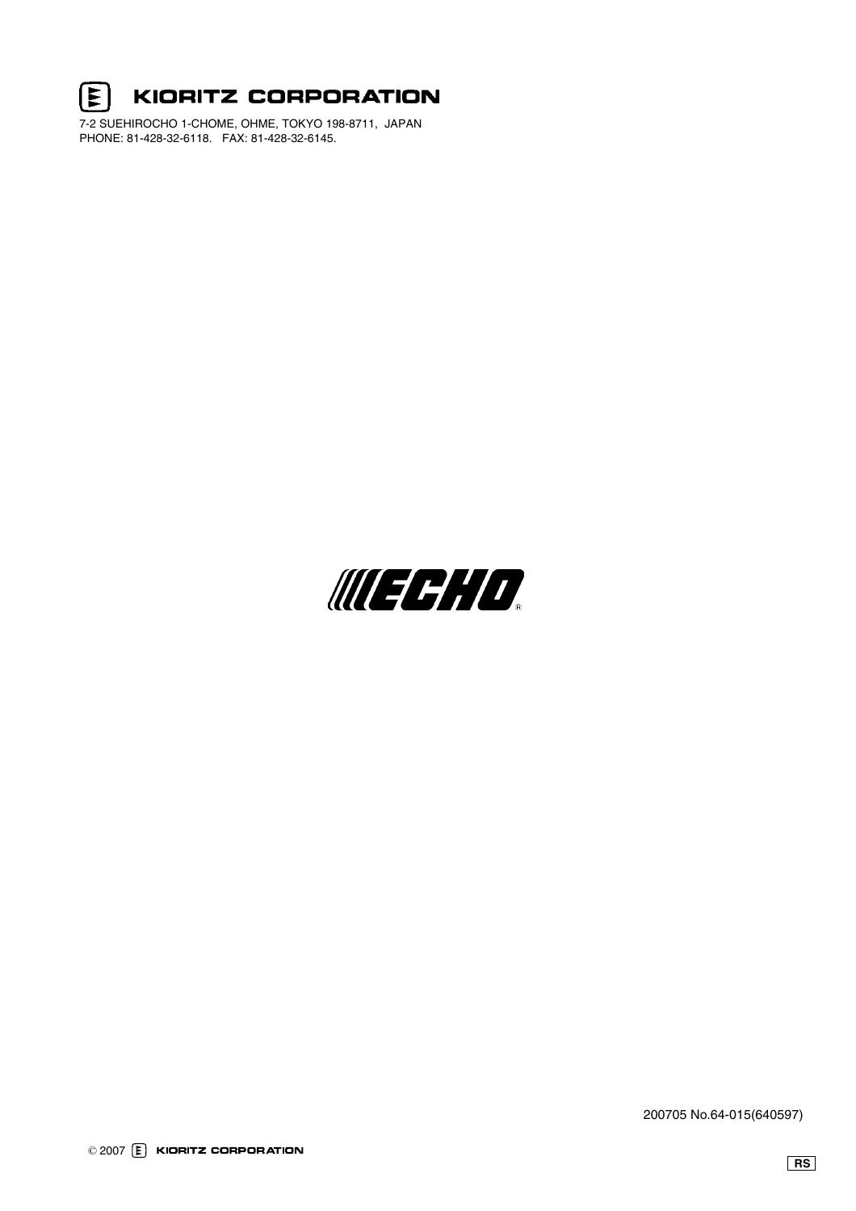**KIORITZ CORPORATION**

7-2 SUEHIROCHO 1-CHOME, OHME, TOKYO 198-8711, JAPAN
PHONE: 81-428-32-6118. FAX: 81-428-32-6145.

ECHO®

200705 No.64-015(640597)

© 2007 KIORITZ CORPORATION

RS